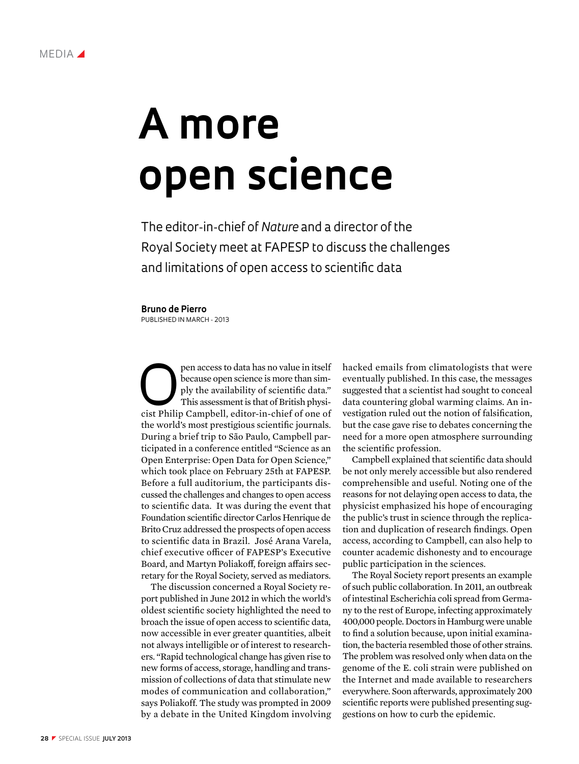MEDIA

# A more open science

## The editor-in-chief of *Nature* and a director of the Royal Society meet at FAPESP to discuss the challenges and limitations of open access to scientific data

**Bruno de Pierro**

PUBLISHED IN MARCH - 2013

Open access to data has no value in itself because open science is more than simply the availability of scientific data." This assessment is that of British physicist Philip Campbell, editor-in-chief of one of the world's most prestigious scientific journals. During a brief trip to São Paulo, Campbell participated in a conference entitled "Science as an Open Enterprise: Open Data for Open Science," which took place on February 25th at FAPESP. Before a full auditorium, the participants discussed the challenges and changes to open access to scientific data. It was during the event that Foundation scientific director Carlos Henrique de Brito Cruz addressed the prospects of open access to scientific data in Brazil. José Arana Varela, chief executive officer of FAPESP's Executive Board, and Martyn Poliakoff, foreign affairs secretary for the Royal Society, served as mediators.

The discussion concerned a Royal Society report published in June 2012 in which the world's oldest scientific society highlighted the need to broach the issue of open access to scientific data, now accessible in ever greater quantities, albeit not always intelligible or of interest to researchers. "Rapid technological change has given rise to new forms of access, storage, handling and transmission of collections of data that stimulate new modes of communication and collaboration," says Poliakoff. The study was prompted in 2009 by a debate in the United Kingdom involving hacked emails from climatologists that were eventually published. In this case, the messages suggested that a scientist had sought to conceal data countering global warming claims. An investigation ruled out the notion of falsification, but the case gave rise to debates concerning the need for a more open atmosphere surrounding the scientific profession.

Campbell explained that scientific data should be not only merely accessible but also rendered comprehensible and useful. Noting one of the reasons for not delaying open access to data, the physicist emphasized his hope of encouraging the public's trust in science through the replication and duplication of research findings. Open access, according to Campbell, can also help to counter academic dishonesty and to encourage public participation in the sciences.

The Royal Society report presents an example of such public collaboration. In 2011, an outbreak of intestinal Escherichia coli spread from Germany to the rest of Europe, infecting approximately 400,000 people. Doctors in Hamburg were unable to find a solution because, upon initial examination, the bacteria resembled those of other strains. The problem was resolved only when data on the genome of the E. coli strain were published on the Internet and made available to researchers everywhere. Soon afterwards, approximately 200 scientific reports were published presenting suggestions on how to curb the epidemic.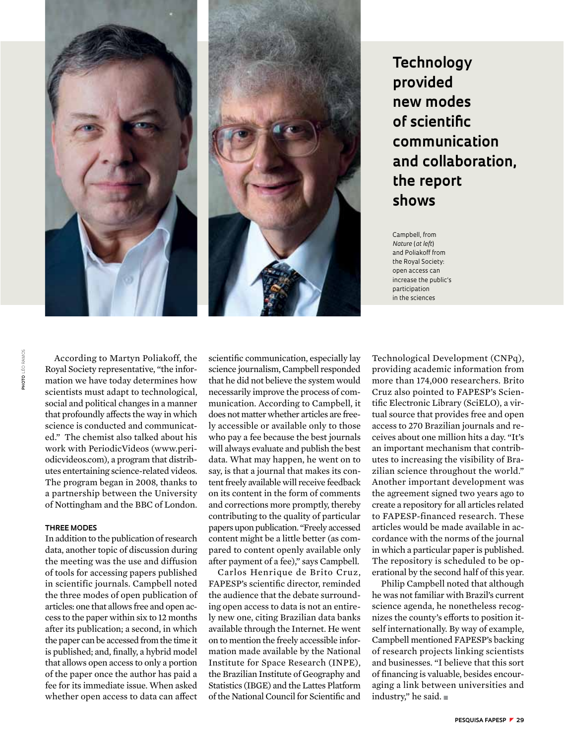## Technology provided new modes of scientific communication and collaboration, the report shows

Campbell, from *Nature* (*at left*) and Poliakoff from the Royal Society: open access can increase the public's participation in the sciences

PHOTO LÉO RAMOS

According to Martyn Poliakoff, the Royal Society representative, "the information we have today determines how scientists must adapt to technological, social and political changes in a manner that profoundly affects the way in which science is conducted and communicated." The chemist also talked about his work with PeriodicVideos (www.periodicvideos.com), a program that distributes entertaining science-related videos. The program began in 2008, thanks to a partnership between the University of Nottingham and the BBC of London.

### THREE MODES

In addition to the publication of research data, another topic of discussion during the meeting was the use and diffusion of tools for accessing papers published in scientific journals. Campbell noted the three modes of open publication of articles: one that allows free and open access to the paper within six to 12 months after its publication; a second, in which the paper can be accessed from the time it is published; and, finally, a hybrid model that allows open access to only a portion of the paper once the author has paid a fee for its immediate issue. When asked whether open access to data can affect scientific communication, especially lay science journalism, Campbell responded that he did not believe the system would necessarily improve the process of communication. According to Campbell, it does not matter whether articles are freely accessible or available only to those who pay a fee because the best journals will always evaluate and publish the best data. What may happen, he went on to say, is that a journal that makes its content freely available will receive feedback on its content in the form of comments and corrections more promptly, thereby contributing to the quality of particular papers upon publication. "Freely accessed content might be a little better (as compared to content openly available only after payment of a fee)," says Campbell.

Carlos Henrique de Brito Cruz, FAPESP's scientific director, reminded the audience that the debate surrounding open access to data is not an entirely new one, citing Brazilian data banks available through the Internet. He went on to mention the freely accessible information made available by the National Institute for Space Research (INPE), the Brazilian Institute of Geography and Statistics (IBGE) and the Lattes Platform of the National Council for Scientific and Technological Development (CNPq), providing academic information from more than 174,000 researchers. Brito Cruz also pointed to FAPESP's Scientific Electronic Library (SciELO), a virtual source that provides free and open access to 270 Brazilian journals and receives about one million hits a day. "It's an important mechanism that contributes to increasing the visibility of Brazilian science throughout the world." Another important development was the agreement signed two years ago to create a repository for all articles related to FAPESP-financed research. These articles would be made available in accordance with the norms of the journal in which a particular paper is published. The repository is scheduled to be operational by the second half of this year.

Philip Campbell noted that although he was not familiar with Brazil's current science agenda, he nonetheless recognizes the county's efforts to position itself internationally. By way of example, Campbell mentioned FAPESP's backing of research projects linking scientists and businesses. "I believe that this sort of financing is valuable, besides encouraging a link between universities and industry," he said. ■